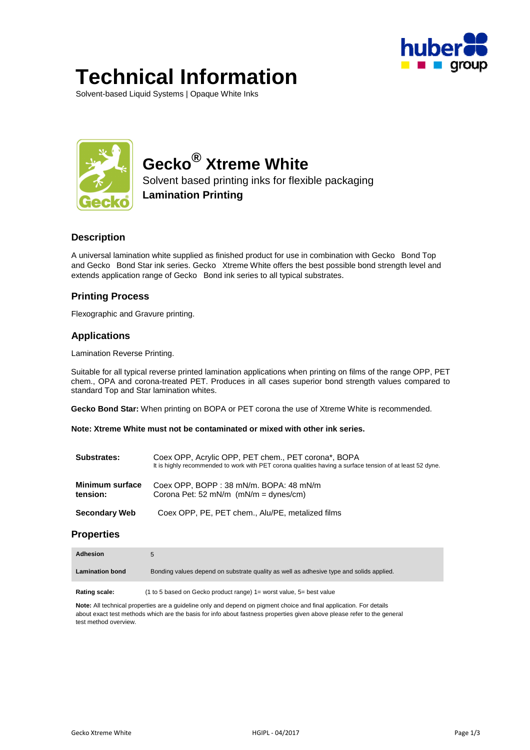# Technical Information

Solvent-based Liquid Systems | Opaque White Inks

## Gecko® Xtreme White

Solvent based printing inks for flexible packaging

**Lamination Printing**

### Description

A universal lamination white supplied as finished product for use in combination with Gecko Bond Top and Gecko Bond Star ink series. Gecko Xtreme White offers the best possible bond strength level and extends application range of Gecko Bond ink series to all typical substrates.

### Printing Process

Flexographic and Gravure printing.

### Applications

Lamination Reverse Printing.

Suitable for all typical reverse printed lamination applications when printing on films of the range OPP, PET chem., OPA and corona-treated PET. Produces in all cases superior bond strength values compared to standard Top and Star lamination whites.

**Gecko Bond Star:** When printing on BOPA or PET corona the use of Xtreme White is recommended.

**Note: Xtreme White must not be contaminated or mixed with other ink series.**

| | |
|---|---|
| **Substrates:** | Coex OPP, Acrylic OPP, PET chem., PET corona*, BOPA<br>It is highly recommended to work with PET corona qualities having a surface tension of at least 52 dyne. |
| **Minimum surface tension:** | Coex OPP, BOPP : 38 mN/m. BOPA: 48 mN/m<br>Corona Pet: 52 mN/m (mN/m = dynes/cm) |
| **Secondary Web** | Coex OPP, PE, PET chem., Alu/PE, metalized films |

### Properties

| | |
|---|---|
| **Adhesion** | 5 |
| **Lamination bond** | Bonding values depend on substrate quality as well as adhesive type and solids applied. |

**Rating scale:** (1 to 5 based on Gecko product range) 1= worst value, 5= best value

**Note:** All technical properties are a guideline only and depend on pigment choice and final application. For details about exact test methods which are the basis for info about fastness properties given above please refer to the general test method overview.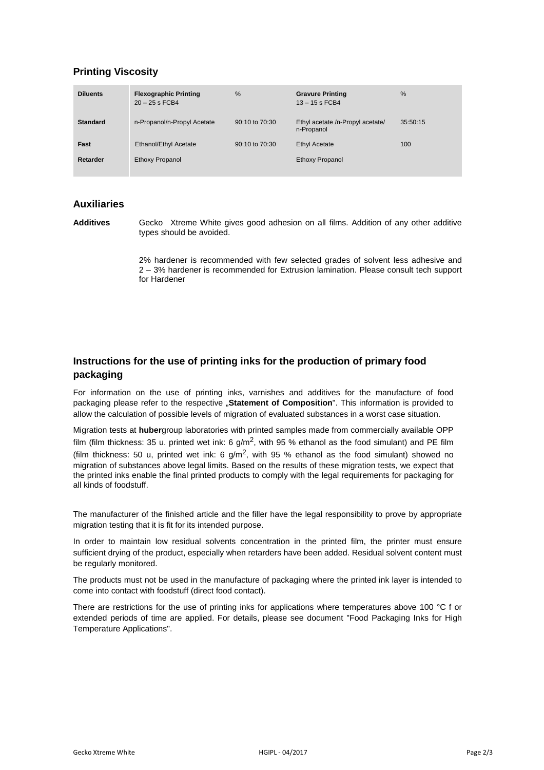## Printing Viscosity

| **Diluents** | **Flexographic Printing** 20 – 25 s FCB4 | % | **Gravure Printing** 13 – 15 s FCB4 | % |
|---|---|---|---|---|
| **Standard** | n-Propanol/n-Propyl Acetate | 90:10 to 70:30 | Ethyl acetate /n-Propyl acetate/ n-Propanol | 35:50:15 |
| **Fast** | Ethanol/Ethyl Acetate | 90:10 to 70:30 | Ethyl Acetate | 100 |
| **Retarder** | Ethoxy Propanol | | Ethoxy Propanol | |

## Auxiliaries

**Additives** Gecko Xtreme White gives good adhesion on all films. Addition of any other additive types should be avoided.

2% hardener is recommended with few selected grades of solvent less adhesive and 2 – 3% hardener is recommended for Extrusion lamination. Please consult tech support for Hardener

## Instructions for the use of printing inks for the production of primary food packaging

For information on the use of printing inks, varnishes and additives for the manufacture of food packaging please refer to the respective „**Statement of Composition**". This information is provided to allow the calculation of possible levels of migration of evaluated substances in a worst case situation.

Migration tests at **huber**group laboratories with printed samples made from commercially available OPP film (film thickness: 35 u. printed wet ink: 6 g/m$^2$, with 95 % ethanol as the food simulant) and PE film (film thickness: 50 u, printed wet ink: 6 g/m$^2$, with 95 % ethanol as the food simulant) showed no migration of substances above legal limits. Based on the results of these migration tests, we expect that the printed inks enable the final printed products to comply with the legal requirements for packaging for all kinds of foodstuff.

The manufacturer of the finished article and the filler have the legal responsibility to prove by appropriate migration testing that it is fit for its intended purpose.

In order to maintain low residual solvents concentration in the printed film, the printer must ensure sufficient drying of the product, especially when retarders have been added. Residual solvent content must be regularly monitored.

The products must not be used in the manufacture of packaging where the printed ink layer is intended to come into contact with foodstuff (direct food contact).

There are restrictions for the use of printing inks for applications where temperatures above 100 °C f or extended periods of time are applied. For details, please see document "Food Packaging Inks for High Temperature Applications".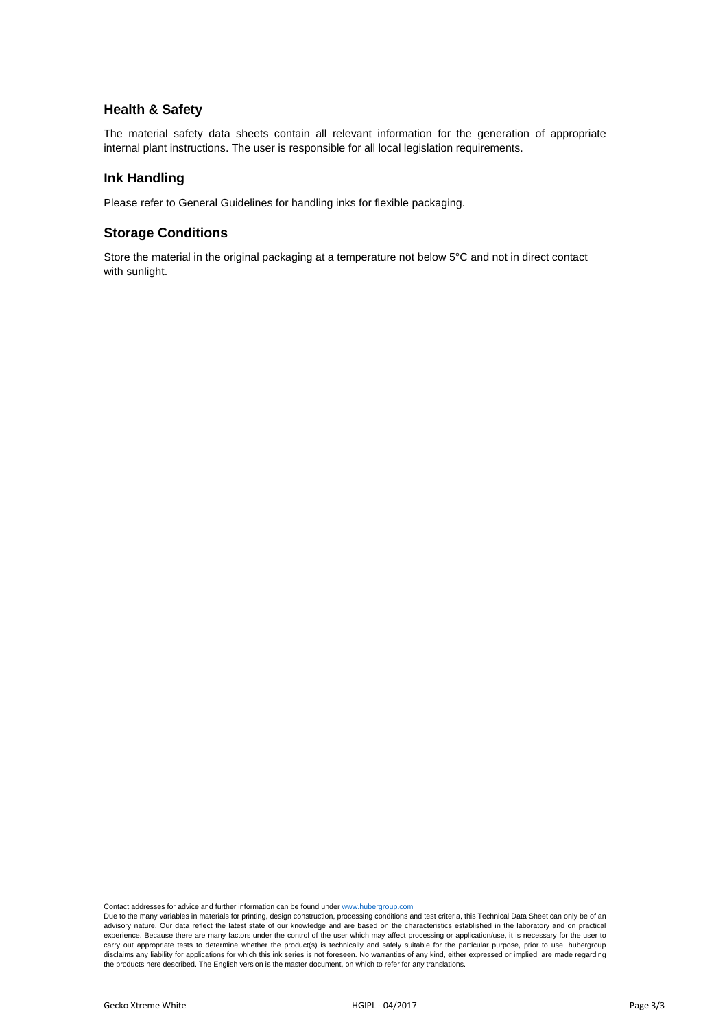## Health & Safety

The material safety data sheets contain all relevant information for the generation of appropriate internal plant instructions. The user is responsible for all local legislation requirements.

## Ink Handling

Please refer to General Guidelines for handling inks for flexible packaging.

## Storage Conditions

Store the material in the original packaging at a temperature not below 5°C and not in direct contact with sunlight.

Contact addresses for advice and further information can be found under www.hubergroup.com

Due to the many variables in materials for printing, design construction, processing conditions and test criteria, this Technical Data Sheet can only be of an advisory nature. Our data reflect the latest state of our knowledge and are based on the characteristics established in the laboratory and on practical experience. Because there are many factors under the control of the user which may affect processing or application/use, it is necessary for the user to carry out appropriate tests to determine whether the product(s) is technically and safely suitable for the particular purpose, prior to use. hubergroup disclaims any liability for applications for which this ink series is not foreseen. No warranties of any kind, either expressed or implied, are made regarding the products here described. The English version is the master document, on which to refer for any translations.